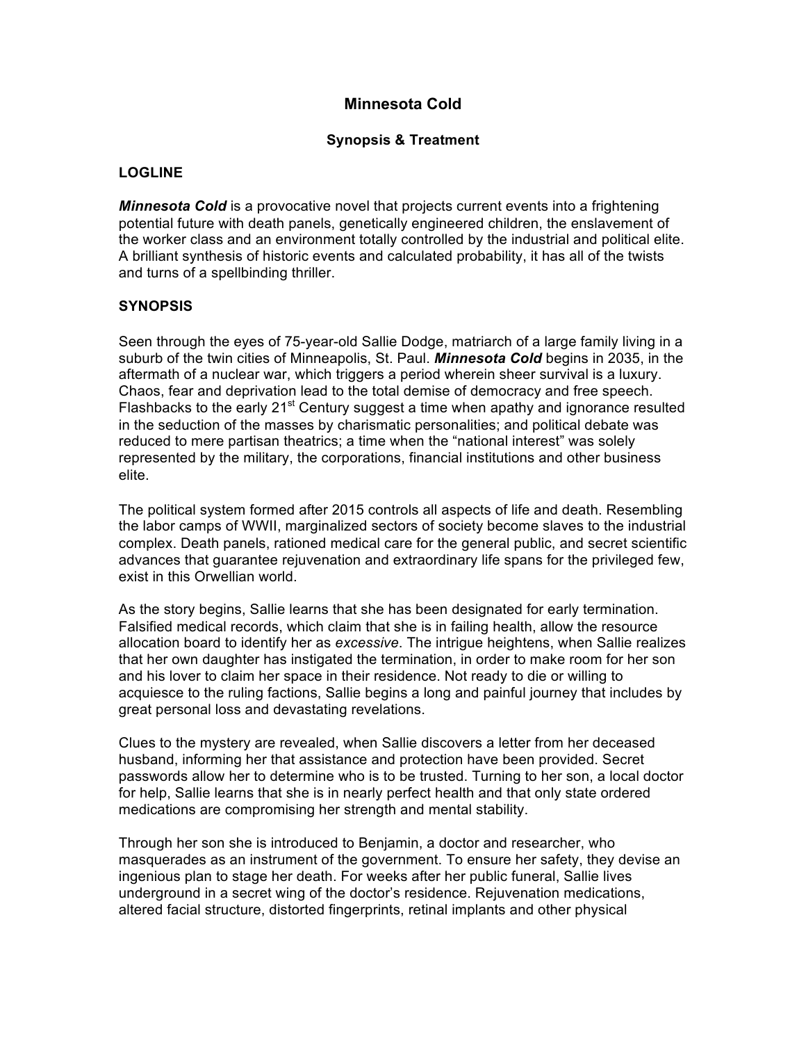# Minnesota Cold

### Synopsis & Treatment

## LOGLINE

***Minnesota Cold*** is a provocative novel that projects current events into a frightening potential future with death panels, genetically engineered children, the enslavement of the worker class and an environment totally controlled by the industrial and political elite. A brilliant synthesis of historic events and calculated probability, it has all of the twists and turns of a spellbinding thriller.

## SYNOPSIS

Seen through the eyes of 75-year-old Sallie Dodge, matriarch of a large family living in a suburb of the twin cities of Minneapolis, St. Paul. ***Minnesota Cold*** begins in 2035, in the aftermath of a nuclear war, which triggers a period wherein sheer survival is a luxury. Chaos, fear and deprivation lead to the total demise of democracy and free speech. Flashbacks to the early 21st Century suggest a time when apathy and ignorance resulted in the seduction of the masses by charismatic personalities; and political debate was reduced to mere partisan theatrics; a time when the "national interest" was solely represented by the military, the corporations, financial institutions and other business elite.

The political system formed after 2015 controls all aspects of life and death. Resembling the labor camps of WWII, marginalized sectors of society become slaves to the industrial complex. Death panels, rationed medical care for the general public, and secret scientific advances that guarantee rejuvenation and extraordinary life spans for the privileged few, exist in this Orwellian world.

As the story begins, Sallie learns that she has been designated for early termination. Falsified medical records, which claim that she is in failing health, allow the resource allocation board to identify her as *excessive*. The intrigue heightens, when Sallie realizes that her own daughter has instigated the termination, in order to make room for her son and his lover to claim her space in their residence. Not ready to die or willing to acquiesce to the ruling factions, Sallie begins a long and painful journey that includes by great personal loss and devastating revelations.

Clues to the mystery are revealed, when Sallie discovers a letter from her deceased husband, informing her that assistance and protection have been provided. Secret passwords allow her to determine who is to be trusted. Turning to her son, a local doctor for help, Sallie learns that she is in nearly perfect health and that only state ordered medications are compromising her strength and mental stability.

Through her son she is introduced to Benjamin, a doctor and researcher, who masquerades as an instrument of the government. To ensure her safety, they devise an ingenious plan to stage her death. For weeks after her public funeral, Sallie lives underground in a secret wing of the doctor's residence. Rejuvenation medications, altered facial structure, distorted fingerprints, retinal implants and other physical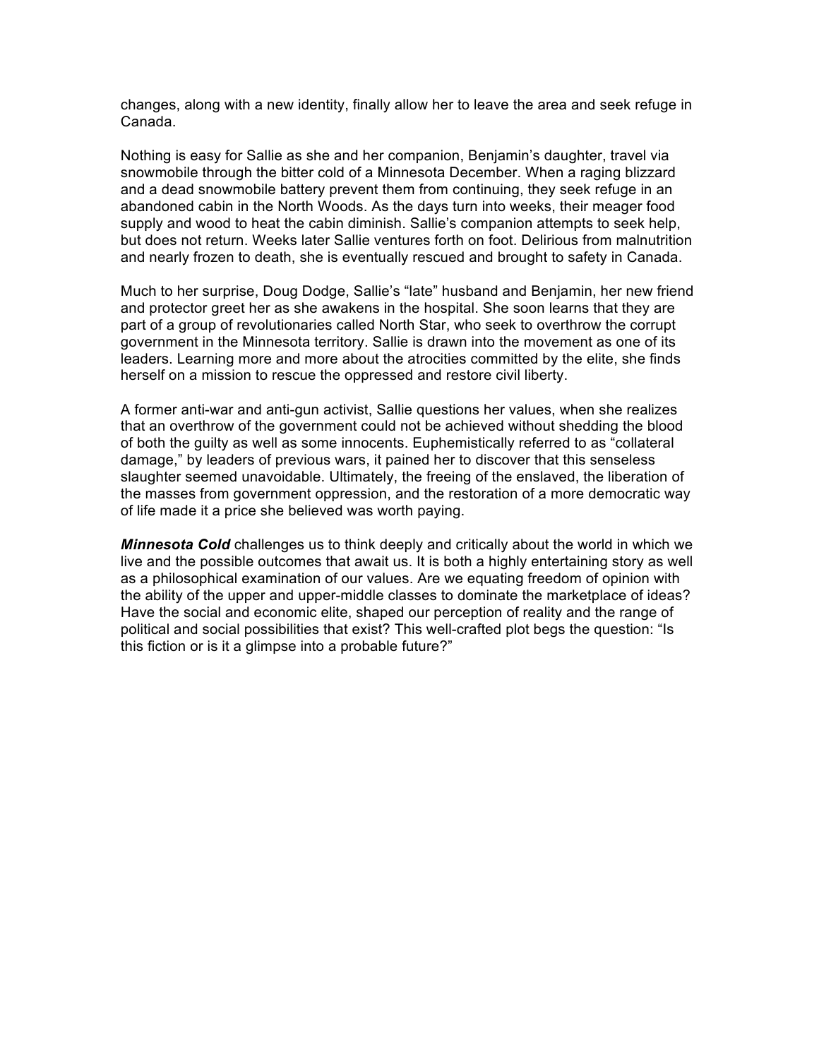changes, along with a new identity, finally allow her to leave the area and seek refuge in Canada.

Nothing is easy for Sallie as she and her companion, Benjamin's daughter, travel via snowmobile through the bitter cold of a Minnesota December. When a raging blizzard and a dead snowmobile battery prevent them from continuing, they seek refuge in an abandoned cabin in the North Woods. As the days turn into weeks, their meager food supply and wood to heat the cabin diminish. Sallie's companion attempts to seek help, but does not return. Weeks later Sallie ventures forth on foot. Delirious from malnutrition and nearly frozen to death, she is eventually rescued and brought to safety in Canada.

Much to her surprise, Doug Dodge, Sallie's "late" husband and Benjamin, her new friend and protector greet her as she awakens in the hospital. She soon learns that they are part of a group of revolutionaries called North Star, who seek to overthrow the corrupt government in the Minnesota territory. Sallie is drawn into the movement as one of its leaders. Learning more and more about the atrocities committed by the elite, she finds herself on a mission to rescue the oppressed and restore civil liberty.

A former anti-war and anti-gun activist, Sallie questions her values, when she realizes that an overthrow of the government could not be achieved without shedding the blood of both the guilty as well as some innocents. Euphemistically referred to as "collateral damage," by leaders of previous wars, it pained her to discover that this senseless slaughter seemed unavoidable. Ultimately, the freeing of the enslaved, the liberation of the masses from government oppression, and the restoration of a more democratic way of life made it a price she believed was worth paying.

***Minnesota Cold*** challenges us to think deeply and critically about the world in which we live and the possible outcomes that await us. It is both a highly entertaining story as well as a philosophical examination of our values. Are we equating freedom of opinion with the ability of the upper and upper-middle classes to dominate the marketplace of ideas? Have the social and economic elite, shaped our perception of reality and the range of political and social possibilities that exist? This well-crafted plot begs the question: "Is this fiction or is it a glimpse into a probable future?"